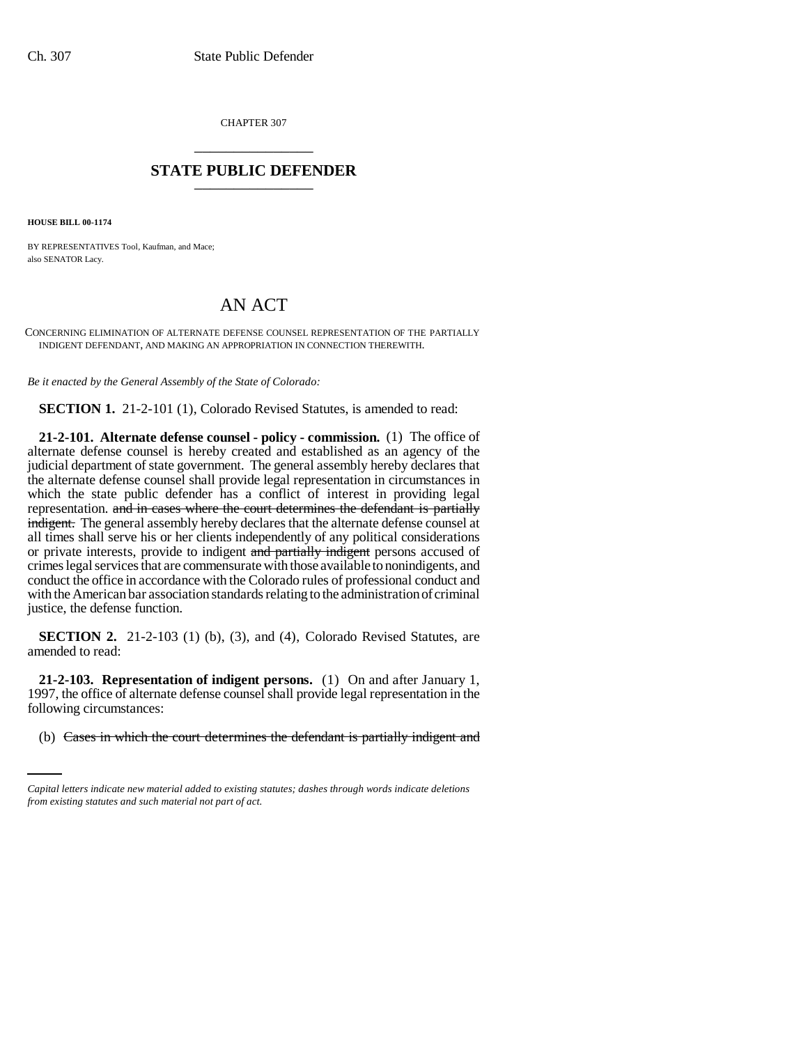CHAPTER 307

## STATE PUBLIC DEFENDER

**HOUSE BILL 00-1174**

BY REPRESENTATIVES Tool, Kaufman, and Mace;
also SENATOR Lacy.

# AN ACT

CONCERNING ELIMINATION OF ALTERNATE DEFENSE COUNSEL REPRESENTATION OF THE PARTIALLY INDIGENT DEFENDANT, AND MAKING AN APPROPRIATION IN CONNECTION THEREWITH.

*Be it enacted by the General Assembly of the State of Colorado:*

**SECTION 1.** 21-2-101 (1), Colorado Revised Statutes, is amended to read:

**21-2-101. Alternate defense counsel - policy - commission.** (1) The office of alternate defense counsel is hereby created and established as an agency of the judicial department of state government. The general assembly hereby declares that the alternate defense counsel shall provide legal representation in circumstances in which the state public defender has a conflict of interest in providing legal representation. ~~and in cases where the court determines the defendant is partially indigent.~~ The general assembly hereby declares that the alternate defense counsel at all times shall serve his or her clients independently of any political considerations or private interests, provide to indigent ~~and partially indigent~~ persons accused of crimes legal services that are commensurate with those available to nonindigents, and conduct the office in accordance with the Colorado rules of professional conduct and with the American bar association standards relating to the administration of criminal justice, the defense function.

**SECTION 2.** 21-2-103 (1) (b), (3), and (4), Colorado Revised Statutes, are amended to read:

**21-2-103. Representation of indigent persons.** (1) On and after January 1, 1997, the office of alternate defense counsel shall provide legal representation in the following circumstances:

(b) ~~Cases in which the court determines the defendant is partially indigent and~~

*Capital letters indicate new material added to existing statutes; dashes through words indicate deletions from existing statutes and such material not part of act.*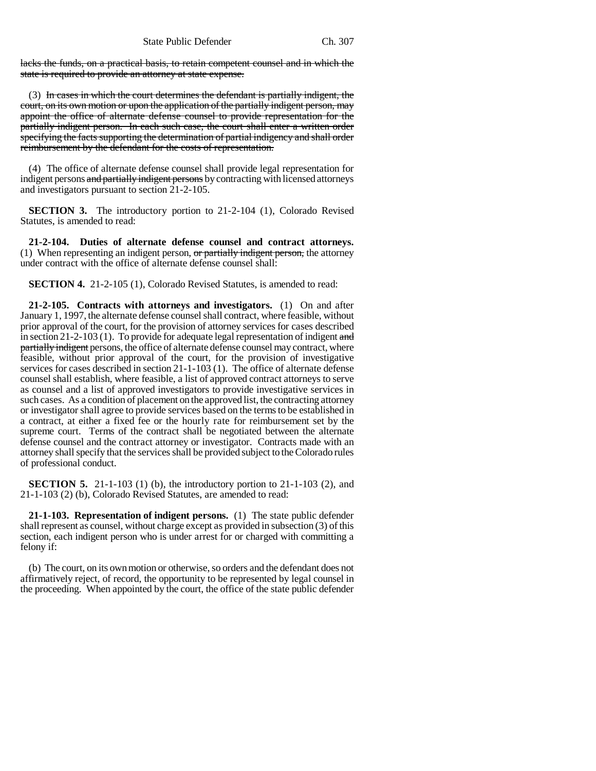lacks the funds, on a practical basis, to retain competent counsel and in which the state is required to provide an attorney at state expense.

(3) In cases in which the court determines the defendant is partially indigent, the court, on its own motion or upon the application of the partially indigent person, may appoint the office of alternate defense counsel to provide representation for the partially indigent person. In each such case, the court shall enter a written order specifying the facts supporting the determination of partial indigency and shall order reimbursement by the defendant for the costs of representation.

(4) The office of alternate defense counsel shall provide legal representation for indigent persons and partially indigent persons by contracting with licensed attorneys and investigators pursuant to section 21-2-105.

**SECTION 3.** The introductory portion to 21-2-104 (1), Colorado Revised Statutes, is amended to read:

**21-2-104. Duties of alternate defense counsel and contract attorneys.** (1) When representing an indigent person, or partially indigent person, the attorney under contract with the office of alternate defense counsel shall:

**SECTION 4.** 21-2-105 (1), Colorado Revised Statutes, is amended to read:

**21-2-105. Contracts with attorneys and investigators.** (1) On and after January 1, 1997, the alternate defense counsel shall contract, where feasible, without prior approval of the court, for the provision of attorney services for cases described in section 21-2-103 (1). To provide for adequate legal representation of indigent and partially indigent persons, the office of alternate defense counsel may contract, where feasible, without prior approval of the court, for the provision of investigative services for cases described in section 21-1-103 (1). The office of alternate defense counsel shall establish, where feasible, a list of approved contract attorneys to serve as counsel and a list of approved investigators to provide investigative services in such cases. As a condition of placement on the approved list, the contracting attorney or investigator shall agree to provide services based on the terms to be established in a contract, at either a fixed fee or the hourly rate for reimbursement set by the supreme court. Terms of the contract shall be negotiated between the alternate defense counsel and the contract attorney or investigator. Contracts made with an attorney shall specify that the services shall be provided subject to the Colorado rules of professional conduct.

**SECTION 5.** 21-1-103 (1) (b), the introductory portion to 21-1-103 (2), and 21-1-103 (2) (b), Colorado Revised Statutes, are amended to read:

**21-1-103. Representation of indigent persons.** (1) The state public defender shall represent as counsel, without charge except as provided in subsection (3) of this section, each indigent person who is under arrest for or charged with committing a felony if:

(b) The court, on its own motion or otherwise, so orders and the defendant does not affirmatively reject, of record, the opportunity to be represented by legal counsel in the proceeding. When appointed by the court, the office of the state public defender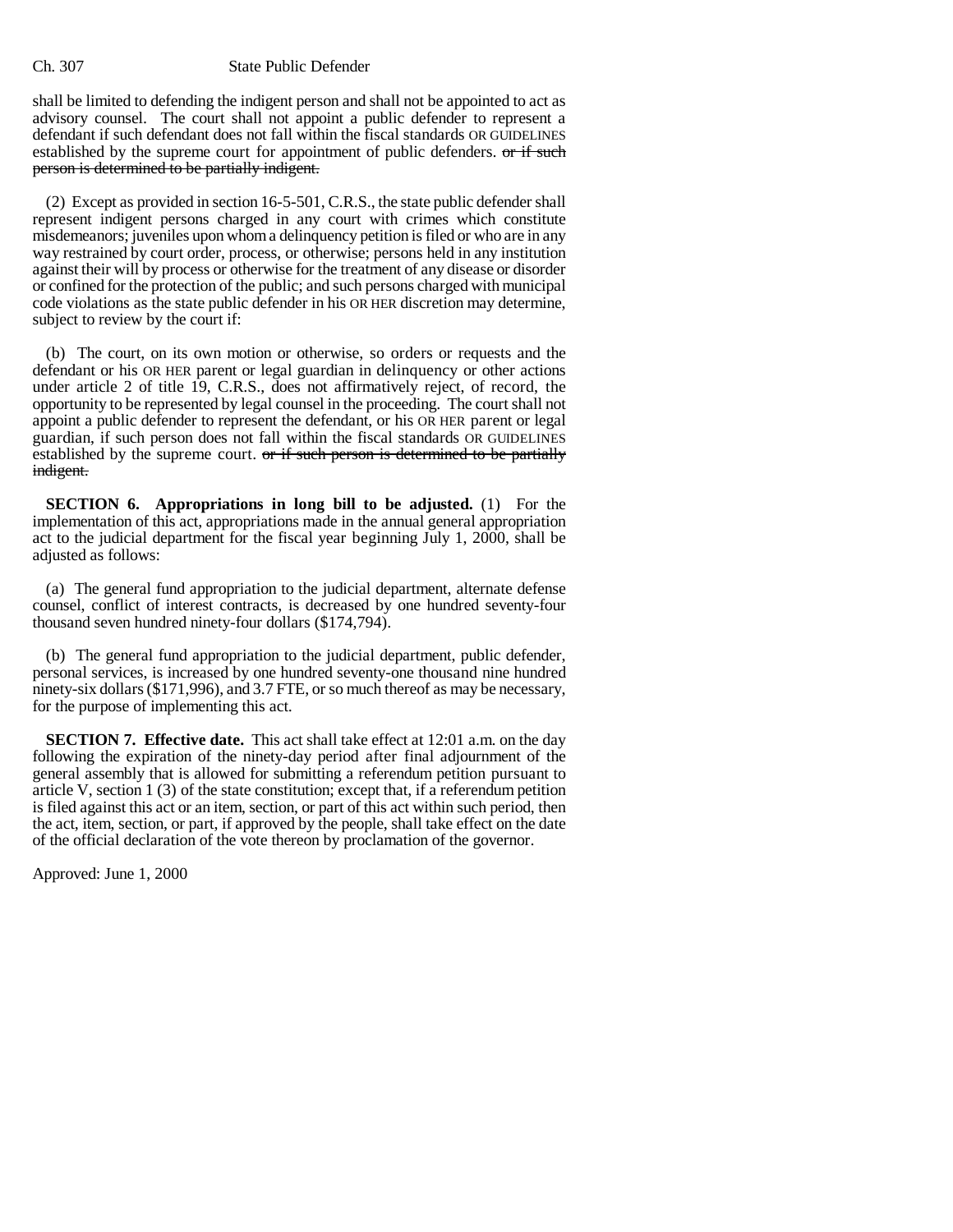shall be limited to defending the indigent person and shall not be appointed to act as advisory counsel. The court shall not appoint a public defender to represent a defendant if such defendant does not fall within the fiscal standards OR GUIDELINES established by the supreme court for appointment of public defenders. ~~or if such person is determined to be partially indigent.~~

(2) Except as provided in section 16-5-501, C.R.S., the state public defender shall represent indigent persons charged in any court with crimes which constitute misdemeanors; juveniles upon whom a delinquency petition is filed or who are in any way restrained by court order, process, or otherwise; persons held in any institution against their will by process or otherwise for the treatment of any disease or disorder or confined for the protection of the public; and such persons charged with municipal code violations as the state public defender in his OR HER discretion may determine, subject to review by the court if:

(b) The court, on its own motion or otherwise, so orders or requests and the defendant or his OR HER parent or legal guardian in delinquency or other actions under article 2 of title 19, C.R.S., does not affirmatively reject, of record, the opportunity to be represented by legal counsel in the proceeding. The court shall not appoint a public defender to represent the defendant, or his OR HER parent or legal guardian, if such person does not fall within the fiscal standards OR GUIDELINES established by the supreme court. ~~or if such person is determined to be partially indigent.~~

**SECTION 6. Appropriations in long bill to be adjusted.** (1) For the implementation of this act, appropriations made in the annual general appropriation act to the judicial department for the fiscal year beginning July 1, 2000, shall be adjusted as follows:

(a) The general fund appropriation to the judicial department, alternate defense counsel, conflict of interest contracts, is decreased by one hundred seventy-four thousand seven hundred ninety-four dollars ($174,794).

(b) The general fund appropriation to the judicial department, public defender, personal services, is increased by one hundred seventy-one thousand nine hundred ninety-six dollars ($171,996), and 3.7 FTE, or so much thereof as may be necessary, for the purpose of implementing this act.

**SECTION 7. Effective date.** This act shall take effect at 12:01 a.m. on the day following the expiration of the ninety-day period after final adjournment of the general assembly that is allowed for submitting a referendum petition pursuant to article V, section 1 (3) of the state constitution; except that, if a referendum petition is filed against this act or an item, section, or part of this act within such period, then the act, item, section, or part, if approved by the people, shall take effect on the date of the official declaration of the vote thereon by proclamation of the governor.

Approved: June 1, 2000